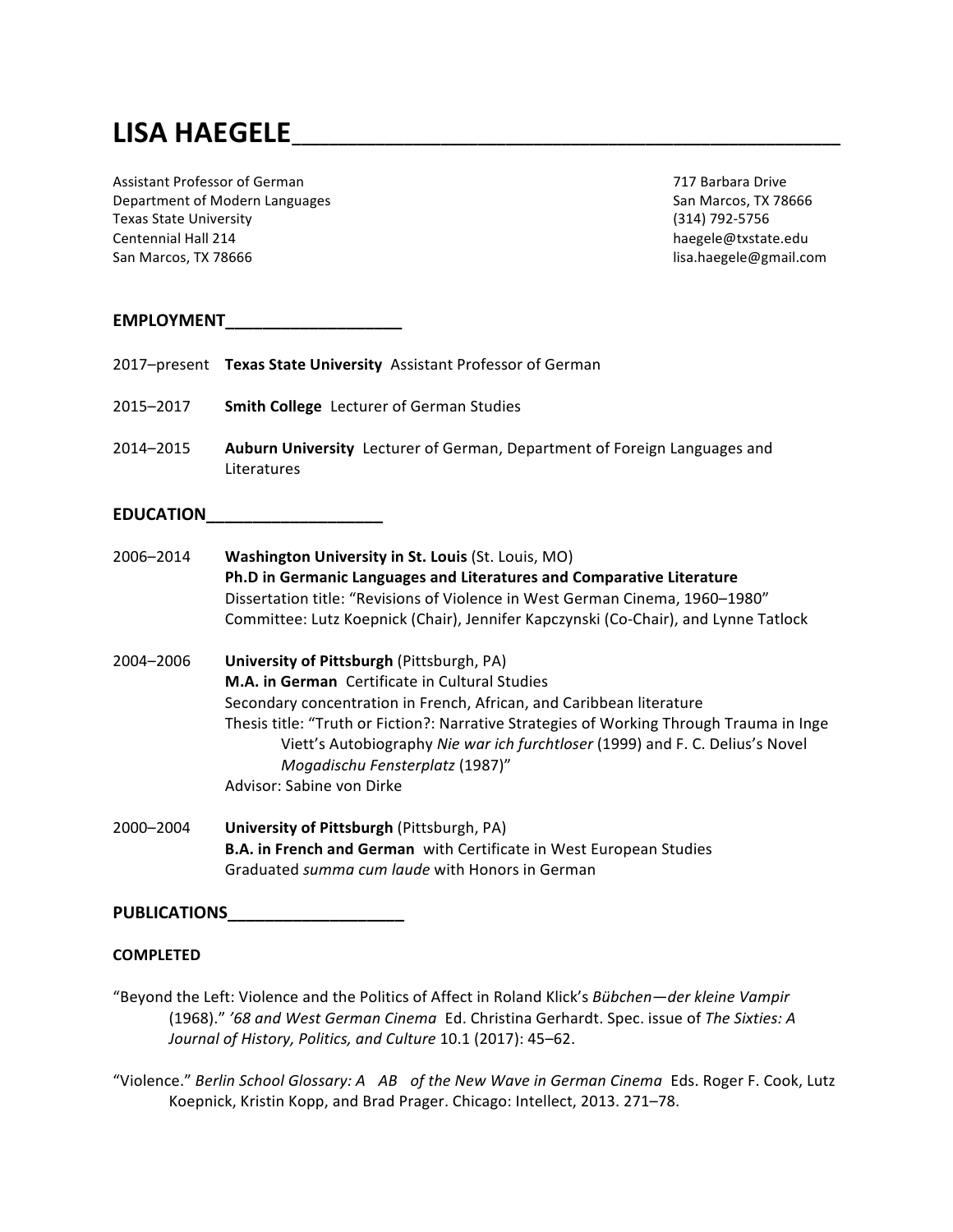# LISA HAEGELE

Assistant Professor of German
Department of Modern Languages
Texas State University
Centennial Hall 214
San Marcos, TX 78666

717 Barbara Drive
San Marcos, TX 78666
(314) 792-5756
haegele@txstate.edu
lisa.haegele@gmail.com

## EMPLOYMENT

2017–present **Texas State University** Assistant Professor of German

2015–2017 **Smith College** Lecturer of German Studies

2014–2015 **Auburn University** Lecturer of German, Department of Foreign Languages and Literatures

## EDUCATION

2006–2014 **Washington University in St. Louis** (St. Louis, MO)
**Ph.D in Germanic Languages and Literatures and Comparative Literature**
Dissertation title: "Revisions of Violence in West German Cinema, 1960–1980"
Committee: Lutz Koepnick (Chair), Jennifer Kapczynski (Co-Chair), and Lynne Tatlock

2004–2006 **University of Pittsburgh** (Pittsburgh, PA)
**M.A. in German** Certificate in Cultural Studies
Secondary concentration in French, African, and Caribbean literature
Thesis title: "Truth or Fiction?: Narrative Strategies of Working Through Trauma in Inge Viett's Autobiography *Nie war ich furchtloser* (1999) and F. C. Delius's Novel *Mogadischu Fensterplatz* (1987)"
Advisor: Sabine von Dirke

2000–2004 **University of Pittsburgh** (Pittsburgh, PA)
**B.A. in French and German** with Certificate in West European Studies
Graduated *summa cum laude* with Honors in German

## PUBLICATIONS

### COMPLETED

"Beyond the Left: Violence and the Politics of Affect in Roland Klick's *Bübchen—der kleine Vampir* (1968)." *'68 and West German Cinema* Ed. Christina Gerhardt. Spec. issue of *The Sixties: A Journal of History, Politics, and Culture* 10.1 (2017): 45–62.

"Violence." *Berlin School Glossary: A AB of the New Wave in German Cinema* Eds. Roger F. Cook, Lutz Koepnick, Kristin Kopp, and Brad Prager. Chicago: Intellect, 2013. 271–78.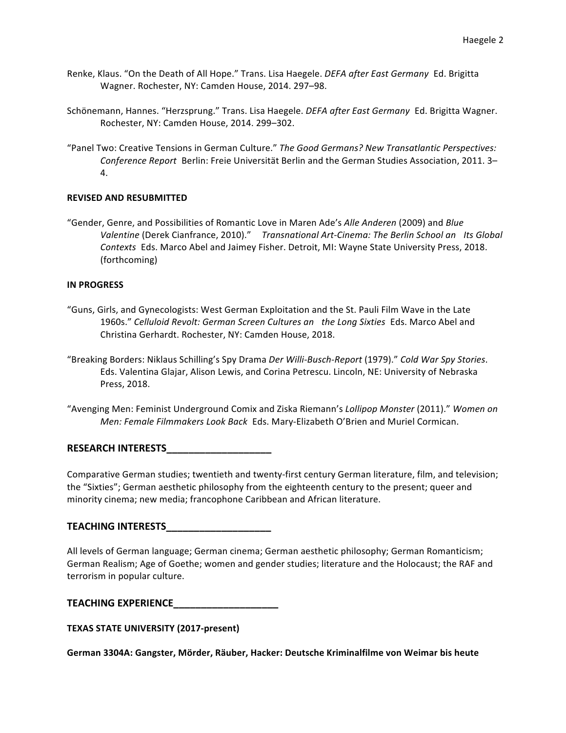Renke, Klaus. "On the Death of All Hope." Trans. Lisa Haegele. *DEFA after East Germany* Ed. Brigitta Wagner. Rochester, NY: Camden House, 2014. 297–98.

Schönemann, Hannes. "Herzsprung." Trans. Lisa Haegele. *DEFA after East Germany* Ed. Brigitta Wagner. Rochester, NY: Camden House, 2014. 299–302.

"Panel Two: Creative Tensions in German Culture." *The Good Germans? New Transatlantic Perspectives: Conference Report* Berlin: Freie Universität Berlin and the German Studies Association, 2011. 3–4.

**REVISED AND RESUBMITTED**

"Gender, Genre, and Possibilities of Romantic Love in Maren Ade's *Alle Anderen* (2009) and *Blue Valentine* (Derek Cianfrance, 2010)." *Transnational Art-Cinema: The Berlin School an Its Global Contexts* Eds. Marco Abel and Jaimey Fisher. Detroit, MI: Wayne State University Press, 2018. (forthcoming)

**IN PROGRESS**

"Guns, Girls, and Gynecologists: West German Exploitation and the St. Pauli Film Wave in the Late 1960s." *Celluloid Revolt: German Screen Cultures an the Long Sixties* Eds. Marco Abel and Christina Gerhardt. Rochester, NY: Camden House, 2018.

"Breaking Borders: Niklaus Schilling's Spy Drama *Der Willi-Busch-Report* (1979)." *Cold War Spy Stories*. Eds. Valentina Glajar, Alison Lewis, and Corina Petrescu. Lincoln, NE: University of Nebraska Press, 2018.

"Avenging Men: Feminist Underground Comix and Ziska Riemann's *Lollipop Monster* (2011)." *Women on Men: Female Filmmakers Look Back* Eds. Mary-Elizabeth O'Brien and Muriel Cormican.

## RESEARCH INTERESTS

Comparative German studies; twentieth and twenty-first century German literature, film, and television; the "Sixties"; German aesthetic philosophy from the eighteenth century to the present; queer and minority cinema; new media; francophone Caribbean and African literature.

## TEACHING INTERESTS

All levels of German language; German cinema; German aesthetic philosophy; German Romanticism; German Realism; Age of Goethe; women and gender studies; literature and the Holocaust; the RAF and terrorism in popular culture.

## TEACHING EXPERIENCE

**TEXAS STATE UNIVERSITY (2017-present)**

**German 3304A: Gangster, Mörder, Räuber, Hacker: Deutsche Kriminalfilme von Weimar bis heute**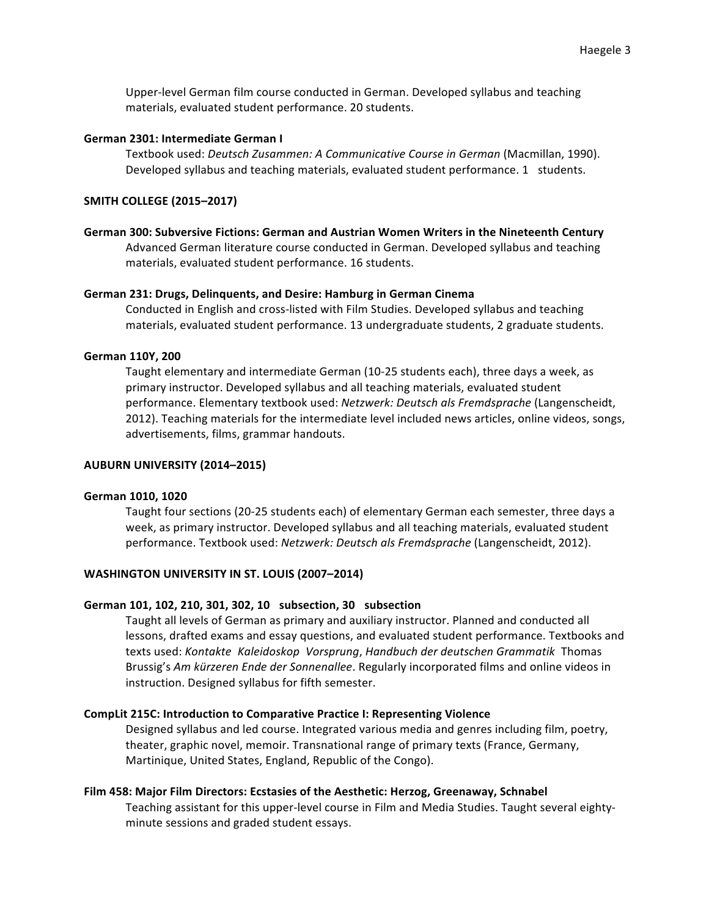Upper-level German film course conducted in German. Developed syllabus and teaching materials, evaluated student performance. 20 students.

**German 2301: Intermediate German I**

Textbook used: *Deutsch Zusammen: A Communicative Course in German* (Macmillan, 1990). Developed syllabus and teaching materials, evaluated student performance. 1 students.

**SMITH COLLEGE (2015–2017)**

**German 300: Subversive Fictions: German and Austrian Women Writers in the Nineteenth Century**

Advanced German literature course conducted in German. Developed syllabus and teaching materials, evaluated student performance. 16 students.

**German 231: Drugs, Delinquents, and Desire: Hamburg in German Cinema**

Conducted in English and cross-listed with Film Studies. Developed syllabus and teaching materials, evaluated student performance. 13 undergraduate students, 2 graduate students.

**German 110Y, 200**

Taught elementary and intermediate German (10-25 students each), three days a week, as primary instructor. Developed syllabus and all teaching materials, evaluated student performance. Elementary textbook used: *Netzwerk: Deutsch als Fremdsprache* (Langenscheidt, 2012). Teaching materials for the intermediate level included news articles, online videos, songs, advertisements, films, grammar handouts.

**AUBURN UNIVERSITY (2014–2015)**

**German 1010, 1020**

Taught four sections (20-25 students each) of elementary German each semester, three days a week, as primary instructor. Developed syllabus and all teaching materials, evaluated student performance. Textbook used: *Netzwerk: Deutsch als Fremdsprache* (Langenscheidt, 2012).

**WASHINGTON UNIVERSITY IN ST. LOUIS (2007–2014)**

**German 101, 102, 210, 301, 302, 10 subsection, 30 subsection**

Taught all levels of German as primary and auxiliary instructor. Planned and conducted all lessons, drafted exams and essay questions, and evaluated student performance. Textbooks and texts used: *Kontakte Kaleidoskop Vorsprung*, *Handbuch der deutschen Grammatik* Thomas Brussig's *Am kürzeren Ende der Sonnenallee*. Regularly incorporated films and online videos in instruction. Designed syllabus for fifth semester.

**CompLit 215C: Introduction to Comparative Practice I: Representing Violence**

Designed syllabus and led course. Integrated various media and genres including film, poetry, theater, graphic novel, memoir. Transnational range of primary texts (France, Germany, Martinique, United States, England, Republic of the Congo).

**Film 458: Major Film Directors: Ecstasies of the Aesthetic: Herzog, Greenaway, Schnabel**

Teaching assistant for this upper-level course in Film and Media Studies. Taught several eighty-minute sessions and graded student essays.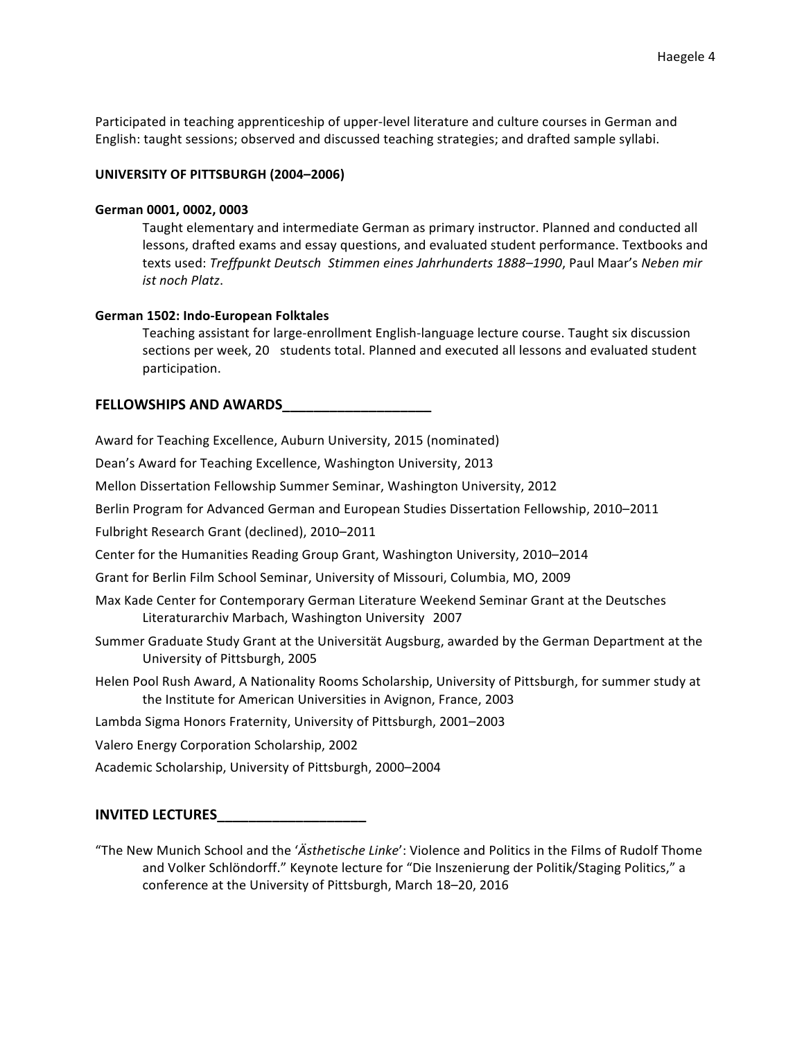Participated in teaching apprenticeship of upper-level literature and culture courses in German and English: taught sessions; observed and discussed teaching strategies; and drafted sample syllabi.

**UNIVERSITY OF PITTSBURGH (2004–2006)**

**German 0001, 0002, 0003**

Taught elementary and intermediate German as primary instructor. Planned and conducted all lessons, drafted exams and essay questions, and evaluated student performance. Textbooks and texts used: *Treffpunkt Deutsch Stimmen eines Jahrhunderts 1888–1990*, Paul Maar's *Neben mir ist noch Platz*.

**German 1502: Indo-European Folktales**

Teaching assistant for large-enrollment English-language lecture course. Taught six discussion sections per week, 20 students total. Planned and executed all lessons and evaluated student participation.

## FELLOWSHIPS AND AWARDS

Award for Teaching Excellence, Auburn University, 2015 (nominated)

Dean's Award for Teaching Excellence, Washington University, 2013

Mellon Dissertation Fellowship Summer Seminar, Washington University, 2012

Berlin Program for Advanced German and European Studies Dissertation Fellowship, 2010–2011

Fulbright Research Grant (declined), 2010–2011

Center for the Humanities Reading Group Grant, Washington University, 2010–2014

Grant for Berlin Film School Seminar, University of Missouri, Columbia, MO, 2009

Max Kade Center for Contemporary German Literature Weekend Seminar Grant at the Deutsches Literaturarchiv Marbach, Washington University 2007

Summer Graduate Study Grant at the Universität Augsburg, awarded by the German Department at the University of Pittsburgh, 2005

Helen Pool Rush Award, A Nationality Rooms Scholarship, University of Pittsburgh, for summer study at the Institute for American Universities in Avignon, France, 2003

Lambda Sigma Honors Fraternity, University of Pittsburgh, 2001–2003

Valero Energy Corporation Scholarship, 2002

Academic Scholarship, University of Pittsburgh, 2000–2004

## INVITED LECTURES

"The New Munich School and the '*Ästhetische Linke*': Violence and Politics in the Films of Rudolf Thome and Volker Schlöndorff." Keynote lecture for "Die Inszenierung der Politik/Staging Politics," a conference at the University of Pittsburgh, March 18–20, 2016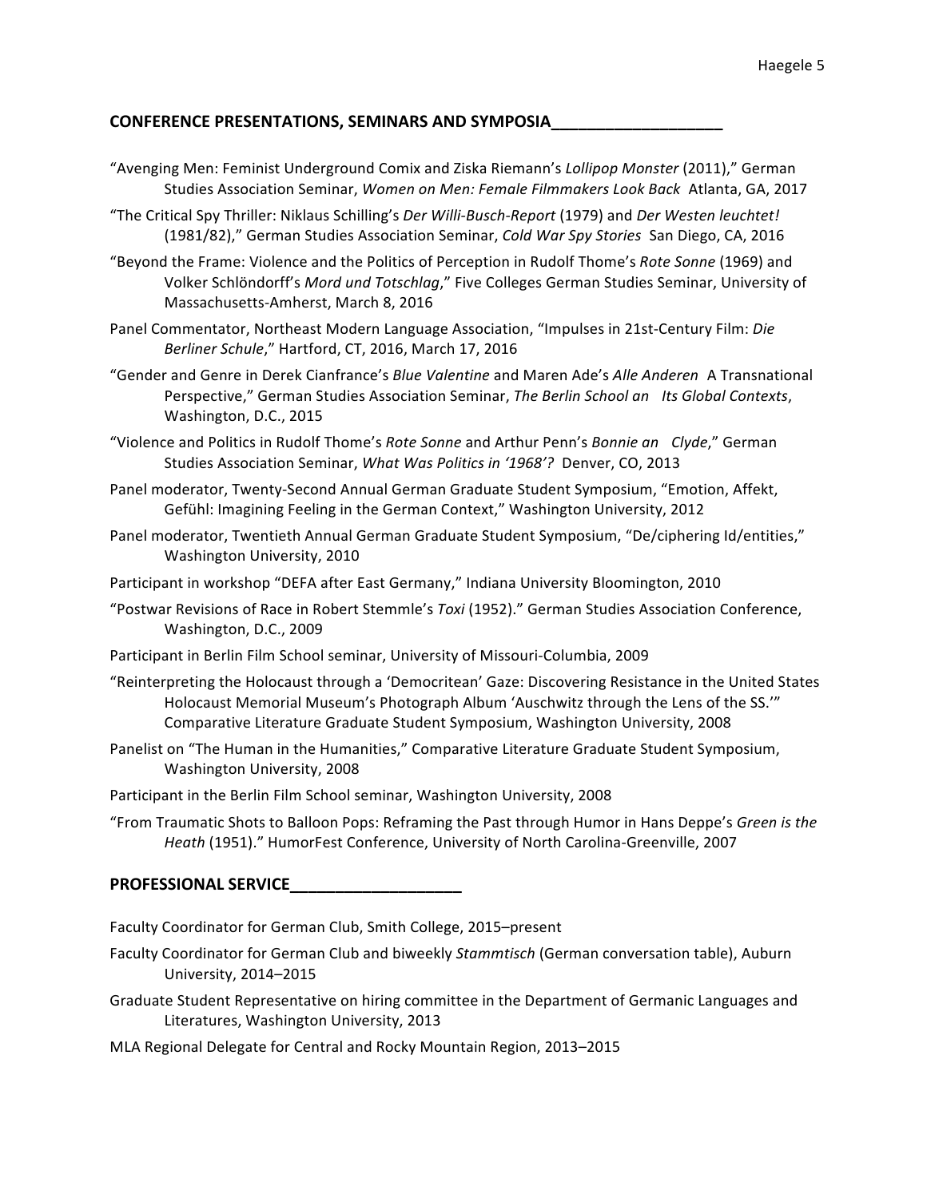## CONFERENCE PRESENTATIONS, SEMINARS AND SYMPOSIA

"Avenging Men: Feminist Underground Comix and Ziska Riemann's *Lollipop Monster* (2011)," German Studies Association Seminar, *Women on Men: Female Filmmakers Look Back* Atlanta, GA, 2017

"The Critical Spy Thriller: Niklaus Schilling's *Der Willi-Busch-Report* (1979) and *Der Westen leuchtet!* (1981/82)," German Studies Association Seminar, *Cold War Spy Stories* San Diego, CA, 2016

"Beyond the Frame: Violence and the Politics of Perception in Rudolf Thome's *Rote Sonne* (1969) and Volker Schlöndorff's *Mord und Totschlag*," Five Colleges German Studies Seminar, University of Massachusetts-Amherst, March 8, 2016

Panel Commentator, Northeast Modern Language Association, "Impulses in 21st-Century Film: *Die Berliner Schule*," Hartford, CT, 2016, March 17, 2016

"Gender and Genre in Derek Cianfrance's *Blue Valentine* and Maren Ade's *Alle Anderen* A Transnational Perspective," German Studies Association Seminar, *The Berlin School an Its Global Contexts*, Washington, D.C., 2015

"Violence and Politics in Rudolf Thome's *Rote Sonne* and Arthur Penn's *Bonnie an Clyde*," German Studies Association Seminar, *What Was Politics in '1968'?* Denver, CO, 2013

Panel moderator, Twenty-Second Annual German Graduate Student Symposium, "Emotion, Affekt, Gefühl: Imagining Feeling in the German Context," Washington University, 2012

Panel moderator, Twentieth Annual German Graduate Student Symposium, "De/ciphering Id/entities," Washington University, 2010

Participant in workshop "DEFA after East Germany," Indiana University Bloomington, 2010

"Postwar Revisions of Race in Robert Stemmle's *Toxi* (1952)." German Studies Association Conference, Washington, D.C., 2009

Participant in Berlin Film School seminar, University of Missouri-Columbia, 2009

"Reinterpreting the Holocaust through a 'Democritean' Gaze: Discovering Resistance in the United States Holocaust Memorial Museum's Photograph Album 'Auschwitz through the Lens of the SS.'" Comparative Literature Graduate Student Symposium, Washington University, 2008

Panelist on "The Human in the Humanities," Comparative Literature Graduate Student Symposium, Washington University, 2008

Participant in the Berlin Film School seminar, Washington University, 2008

"From Traumatic Shots to Balloon Pops: Reframing the Past through Humor in Hans Deppe's *Green is the Heath* (1951)." HumorFest Conference, University of North Carolina-Greenville, 2007

## PROFESSIONAL SERVICE

Faculty Coordinator for German Club, Smith College, 2015–present

Faculty Coordinator for German Club and biweekly *Stammtisch* (German conversation table), Auburn University, 2014–2015

Graduate Student Representative on hiring committee in the Department of Germanic Languages and Literatures, Washington University, 2013

MLA Regional Delegate for Central and Rocky Mountain Region, 2013–2015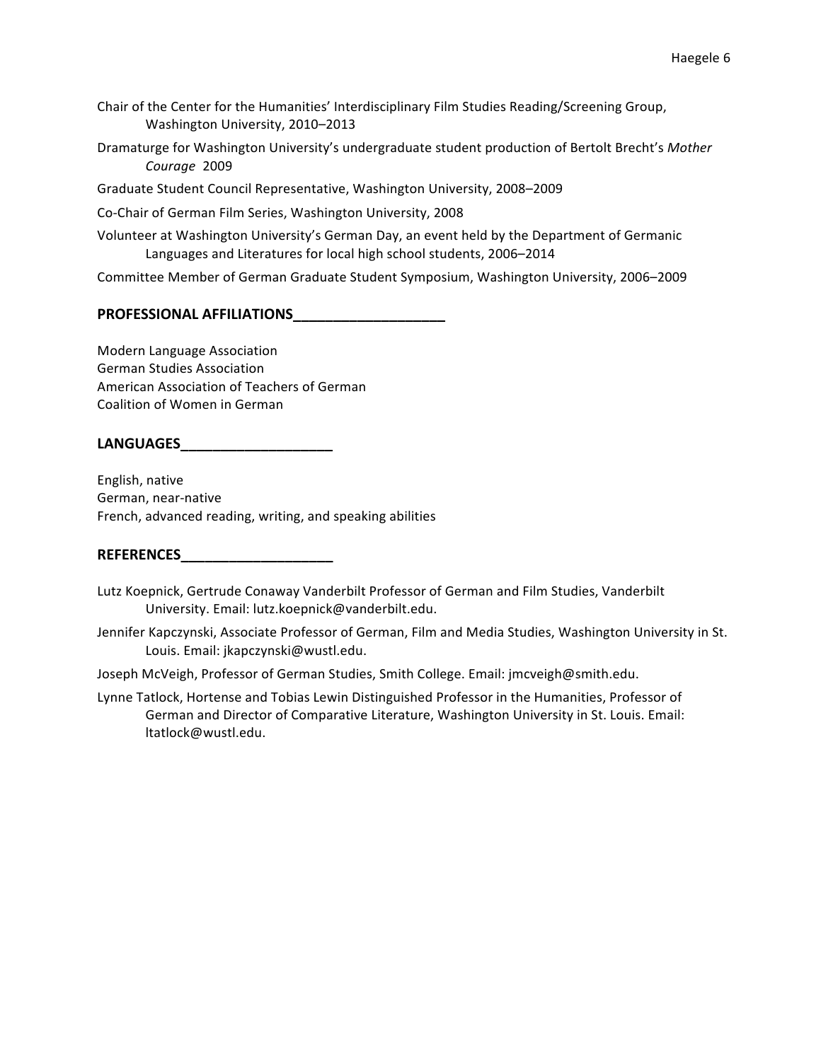Chair of the Center for the Humanities' Interdisciplinary Film Studies Reading/Screening Group, Washington University, 2010–2013

Dramaturge for Washington University's undergraduate student production of Bertolt Brecht's *Mother Courage* 2009

Graduate Student Council Representative, Washington University, 2008–2009

Co-Chair of German Film Series, Washington University, 2008

Volunteer at Washington University's German Day, an event held by the Department of Germanic Languages and Literatures for local high school students, 2006–2014

Committee Member of German Graduate Student Symposium, Washington University, 2006–2009

## PROFESSIONAL AFFILIATIONS

Modern Language Association
German Studies Association
American Association of Teachers of German
Coalition of Women in German

## LANGUAGES

English, native
German, near-native
French, advanced reading, writing, and speaking abilities

## REFERENCES

Lutz Koepnick, Gertrude Conaway Vanderbilt Professor of German and Film Studies, Vanderbilt University. Email: lutz.koepnick@vanderbilt.edu.

Jennifer Kapczynski, Associate Professor of German, Film and Media Studies, Washington University in St. Louis. Email: jkapczynski@wustl.edu.

Joseph McVeigh, Professor of German Studies, Smith College. Email: jmcveigh@smith.edu.

Lynne Tatlock, Hortense and Tobias Lewin Distinguished Professor in the Humanities, Professor of German and Director of Comparative Literature, Washington University in St. Louis. Email: ltatlock@wustl.edu.